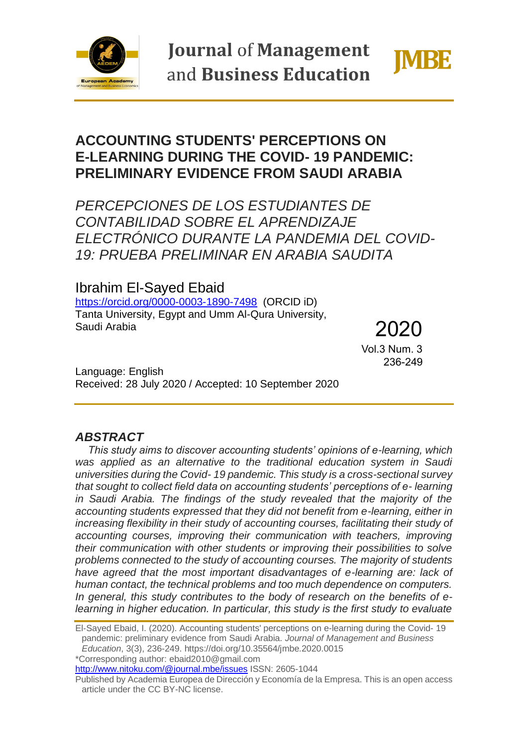# ACCOUNTING STUDENTS' PERCEPTIONS ON E-LEARNING DURING THE COVID- 19 PANDEMIC: PRELIMINARY EVIDENCE FROM SAUDI ARABIA

*PERCEPCIONES DE LOS ESTUDIANTES DE CONTABILIDAD SOBRE EL APRENDIZAJE ELECTRÓNICO DURANTE LA PANDEMIA DEL COVID-19: PRUEBA PRELIMINAR EN ARABIA SAUDITA*

Ibrahim El-Sayed Ebaid
https://orcid.org/0000-0003-1890-7498 (ORCID iD)
Tanta University, Egypt and Umm Al-Qura University, Saudi Arabia

2020
Vol.3 Num. 3
236-249

Language: English
Received: 28 July 2020 / Accepted: 10 September 2020

## *ABSTRACT*

*This study aims to discover accounting students' opinions of e-learning, which was applied as an alternative to the traditional education system in Saudi universities during the Covid- 19 pandemic. This study is a cross-sectional survey that sought to collect field data on accounting students' perceptions of e- learning in Saudi Arabia. The findings of the study revealed that the majority of the accounting students expressed that they did not benefit from e-learning, either in increasing flexibility in their study of accounting courses, facilitating their study of accounting courses, improving their communication with teachers, improving their communication with other students or improving their possibilities to solve problems connected to the study of accounting courses. The majority of students have agreed that the most important disadvantages of e-learning are: lack of human contact, the technical problems and too much dependence on computers. In general, this study contributes to the body of research on the benefits of e-learning in higher education. In particular, this study is the first study to evaluate*

El-Sayed Ebaid, I. (2020). Accounting students' perceptions on e-learning during the Covid- 19 pandemic: preliminary evidence from Saudi Arabia. *Journal of Management and Business Education*, 3(3), 236-249. https://doi.org/10.35564/jmbe.2020.0015
*Corresponding author: ebaid2010@gmail.com
http://www.nitoku.com/@journal.mbe/issues ISSN: 2605-1044
Published by Academia Europea de Dirección y Economía de la Empresa. This is an open access article under the CC BY-NC license.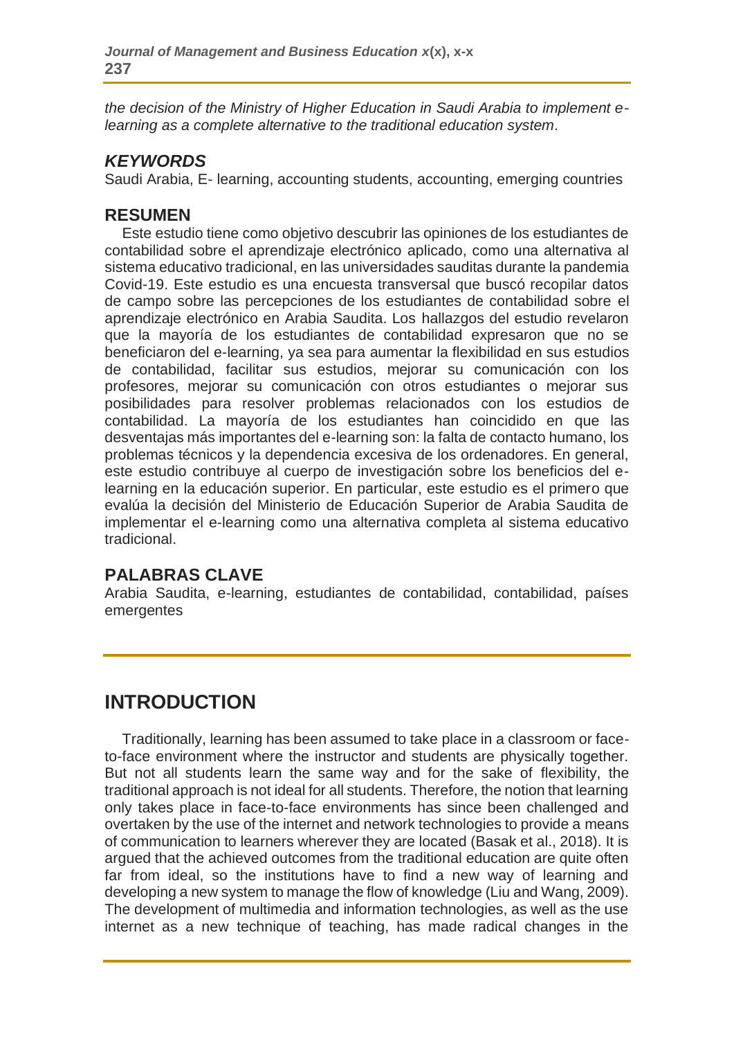*the decision of the Ministry of Higher Education in Saudi Arabia to implement e-learning as a complete alternative to the traditional education system.*

### *KEYWORDS*

Saudi Arabia, E- learning, accounting students, accounting, emerging countries

### RESUMEN

Este estudio tiene como objetivo descubrir las opiniones de los estudiantes de contabilidad sobre el aprendizaje electrónico aplicado, como una alternativa al sistema educativo tradicional, en las universidades sauditas durante la pandemia Covid-19. Este estudio es una encuesta transversal que buscó recopilar datos de campo sobre las percepciones de los estudiantes de contabilidad sobre el aprendizaje electrónico en Arabia Saudita. Los hallazgos del estudio revelaron que la mayoría de los estudiantes de contabilidad expresaron que no se beneficiaron del e-learning, ya sea para aumentar la flexibilidad en sus estudios de contabilidad, facilitar sus estudios, mejorar su comunicación con los profesores, mejorar su comunicación con otros estudiantes o mejorar sus posibilidades para resolver problemas relacionados con los estudios de contabilidad. La mayoría de los estudiantes han coincidido en que las desventajas más importantes del e-learning son: la falta de contacto humano, los problemas técnicos y la dependencia excesiva de los ordenadores. En general, este estudio contribuye al cuerpo de investigación sobre los beneficios del e-learning en la educación superior. En particular, este estudio es el primero que evalúa la decisión del Ministerio de Educación Superior de Arabia Saudita de implementar el e-learning como una alternativa completa al sistema educativo tradicional.

### PALABRAS CLAVE

Arabia Saudita, e-learning, estudiantes de contabilidad, contabilidad, países emergentes

## INTRODUCTION

Traditionally, learning has been assumed to take place in a classroom or face-to-face environment where the instructor and students are physically together. But not all students learn the same way and for the sake of flexibility, the traditional approach is not ideal for all students. Therefore, the notion that learning only takes place in face-to-face environments has since been challenged and overtaken by the use of the internet and network technologies to provide a means of communication to learners wherever they are located (Basak et al., 2018). It is argued that the achieved outcomes from the traditional education are quite often far from ideal, so the institutions have to find a new way of learning and developing a new system to manage the flow of knowledge (Liu and Wang, 2009). The development of multimedia and information technologies, as well as the use internet as a new technique of teaching, has made radical changes in the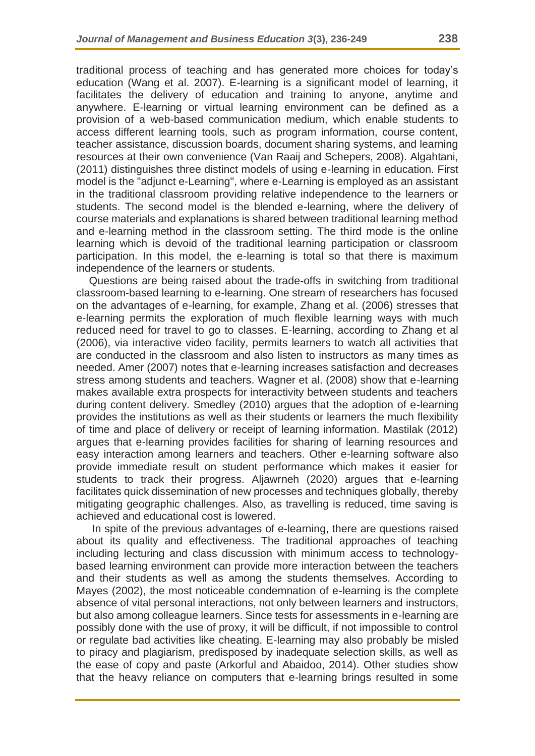traditional process of teaching and has generated more choices for today's education (Wang et al. 2007). E-learning is a significant model of learning, it facilitates the delivery of education and training to anyone, anytime and anywhere. E-learning or virtual learning environment can be defined as a provision of a web-based communication medium, which enable students to access different learning tools, such as program information, course content, teacher assistance, discussion boards, document sharing systems, and learning resources at their own convenience (Van Raaij and Schepers, 2008). Algahtani, (2011) distinguishes three distinct models of using e-learning in education. First model is the "adjunct e-Learning", where e-Learning is employed as an assistant in the traditional classroom providing relative independence to the learners or students. The second model is the blended e-learning, where the delivery of course materials and explanations is shared between traditional learning method and e-learning method in the classroom setting. The third mode is the online learning which is devoid of the traditional learning participation or classroom participation. In this model, the e-learning is total so that there is maximum independence of the learners or students.

Questions are being raised about the trade-offs in switching from traditional classroom-based learning to e-learning. One stream of researchers has focused on the advantages of e-learning, for example, Zhang et al. (2006) stresses that e-learning permits the exploration of much flexible learning ways with much reduced need for travel to go to classes. E-learning, according to Zhang et al (2006), via interactive video facility, permits learners to watch all activities that are conducted in the classroom and also listen to instructors as many times as needed. Amer (2007) notes that e-learning increases satisfaction and decreases stress among students and teachers. Wagner et al. (2008) show that e-learning makes available extra prospects for interactivity between students and teachers during content delivery. Smedley (2010) argues that the adoption of e-learning provides the institutions as well as their students or learners the much flexibility of time and place of delivery or receipt of learning information. Mastilak (2012) argues that e-learning provides facilities for sharing of learning resources and easy interaction among learners and teachers. Other e-learning software also provide immediate result on student performance which makes it easier for students to track their progress. Aljawrneh (2020) argues that e-learning facilitates quick dissemination of new processes and techniques globally, thereby mitigating geographic challenges. Also, as travelling is reduced, time saving is achieved and educational cost is lowered.

In spite of the previous advantages of e-learning, there are questions raised about its quality and effectiveness. The traditional approaches of teaching including lecturing and class discussion with minimum access to technology-based learning environment can provide more interaction between the teachers and their students as well as among the students themselves. According to Mayes (2002), the most noticeable condemnation of e-learning is the complete absence of vital personal interactions, not only between learners and instructors, but also among colleague learners. Since tests for assessments in e-learning are possibly done with the use of proxy, it will be difficult, if not impossible to control or regulate bad activities like cheating. E-learning may also probably be misled to piracy and plagiarism, predisposed by inadequate selection skills, as well as the ease of copy and paste (Arkorful and Abaidoo, 2014). Other studies show that the heavy reliance on computers that e-learning brings resulted in some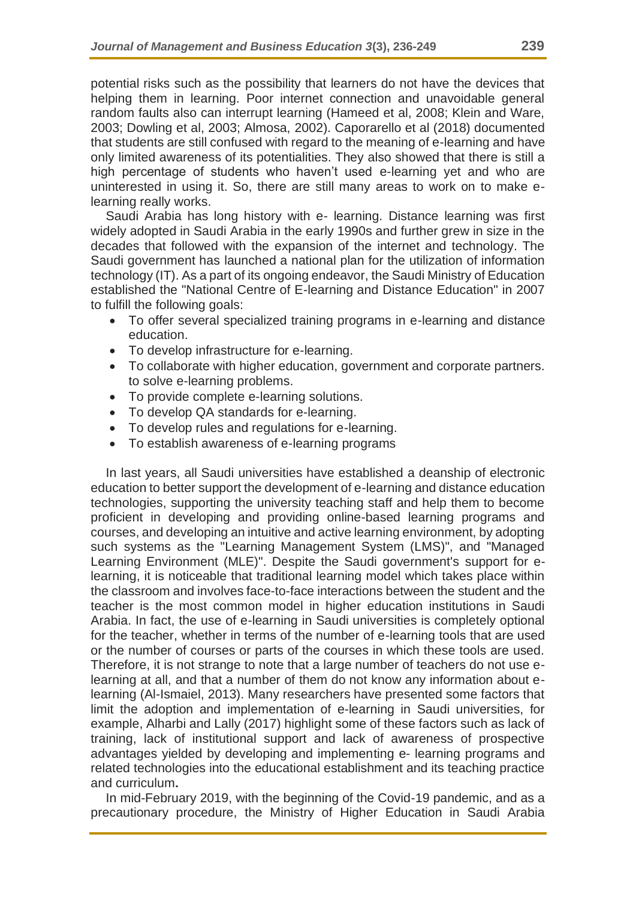potential risks such as the possibility that learners do not have the devices that helping them in learning. Poor internet connection and unavoidable general random faults also can interrupt learning (Hameed et al, 2008; Klein and Ware, 2003; Dowling et al, 2003; Almosa, 2002). Caporarello et al (2018) documented that students are still confused with regard to the meaning of e-learning and have only limited awareness of its potentialities. They also showed that there is still a high percentage of students who haven't used e-learning yet and who are uninterested in using it. So, there are still many areas to work on to make e-learning really works.

Saudi Arabia has long history with e- learning. Distance learning was first widely adopted in Saudi Arabia in the early 1990s and further grew in size in the decades that followed with the expansion of the internet and technology. The Saudi government has launched a national plan for the utilization of information technology (IT). As a part of its ongoing endeavor, the Saudi Ministry of Education established the "National Centre of E-learning and Distance Education" in 2007 to fulfill the following goals:

- To offer several specialized training programs in e-learning and distance education.
- To develop infrastructure for e-learning.
- To collaborate with higher education, government and corporate partners. to solve e-learning problems.
- To provide complete e-learning solutions.
- To develop QA standards for e-learning.
- To develop rules and regulations for e-learning.
- To establish awareness of e-learning programs

In last years, all Saudi universities have established a deanship of electronic education to better support the development of e-learning and distance education technologies, supporting the university teaching staff and help them to become proficient in developing and providing online-based learning programs and courses, and developing an intuitive and active learning environment, by adopting such systems as the "Learning Management System (LMS)", and "Managed Learning Environment (MLE)". Despite the Saudi government's support for e-learning, it is noticeable that traditional learning model which takes place within the classroom and involves face-to-face interactions between the student and the teacher is the most common model in higher education institutions in Saudi Arabia. In fact, the use of e-learning in Saudi universities is completely optional for the teacher, whether in terms of the number of e-learning tools that are used or the number of courses or parts of the courses in which these tools are used. Therefore, it is not strange to note that a large number of teachers do not use e-learning at all, and that a number of them do not know any information about e-learning (Al-Ismaiel, 2013). Many researchers have presented some factors that limit the adoption and implementation of e-learning in Saudi universities, for example, Alharbi and Lally (2017) highlight some of these factors such as lack of training, lack of institutional support and lack of awareness of prospective advantages yielded by developing and implementing e- learning programs and related technologies into the educational establishment and its teaching practice and curriculum**.**

In mid-February 2019, with the beginning of the Covid-19 pandemic, and as a precautionary procedure, the Ministry of Higher Education in Saudi Arabia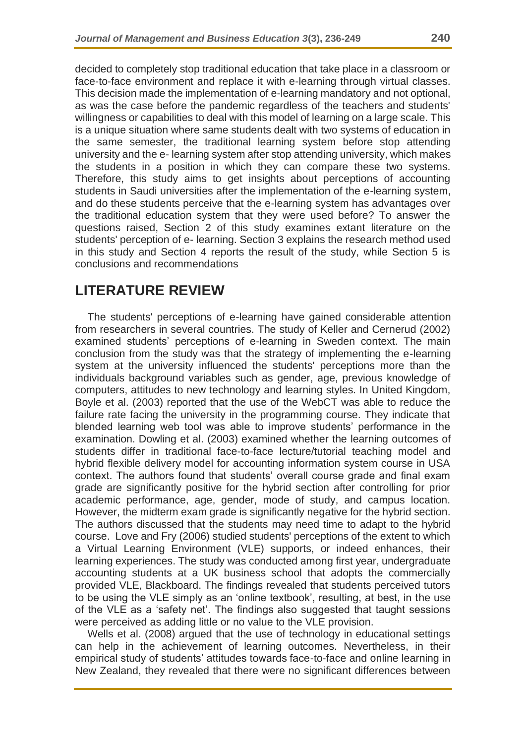decided to completely stop traditional education that take place in a classroom or face-to-face environment and replace it with e-learning through virtual classes. This decision made the implementation of e-learning mandatory and not optional, as was the case before the pandemic regardless of the teachers and students' willingness or capabilities to deal with this model of learning on a large scale. This is a unique situation where same students dealt with two systems of education in the same semester, the traditional learning system before stop attending university and the e- learning system after stop attending university, which makes the students in a position in which they can compare these two systems. Therefore, this study aims to get insights about perceptions of accounting students in Saudi universities after the implementation of the e-learning system, and do these students perceive that the e-learning system has advantages over the traditional education system that they were used before? To answer the questions raised, Section 2 of this study examines extant literature on the students' perception of e- learning. Section 3 explains the research method used in this study and Section 4 reports the result of the study, while Section 5 is conclusions and recommendations

## LITERATURE REVIEW

The students' perceptions of e-learning have gained considerable attention from researchers in several countries. The study of Keller and Cernerud (2002) examined students' perceptions of e-learning in Sweden context. The main conclusion from the study was that the strategy of implementing the e-learning system at the university influenced the students' perceptions more than the individuals background variables such as gender, age, previous knowledge of computers, attitudes to new technology and learning styles. In United Kingdom, Boyle et al. (2003) reported that the use of the WebCT was able to reduce the failure rate facing the university in the programming course. They indicate that blended learning web tool was able to improve students' performance in the examination. Dowling et al. (2003) examined whether the learning outcomes of students differ in traditional face-to-face lecture/tutorial teaching model and hybrid flexible delivery model for accounting information system course in USA context. The authors found that students' overall course grade and final exam grade are significantly positive for the hybrid section after controlling for prior academic performance, age, gender, mode of study, and campus location. However, the midterm exam grade is significantly negative for the hybrid section. The authors discussed that the students may need time to adapt to the hybrid course. Love and Fry (2006) studied students' perceptions of the extent to which a Virtual Learning Environment (VLE) supports, or indeed enhances, their learning experiences. The study was conducted among first year, undergraduate accounting students at a UK business school that adopts the commercially provided VLE, Blackboard. The findings revealed that students perceived tutors to be using the VLE simply as an 'online textbook', resulting, at best, in the use of the VLE as a 'safety net'. The findings also suggested that taught sessions were perceived as adding little or no value to the VLE provision.

Wells et al. (2008) argued that the use of technology in educational settings can help in the achievement of learning outcomes. Nevertheless, in their empirical study of students' attitudes towards face-to-face and online learning in New Zealand, they revealed that there were no significant differences between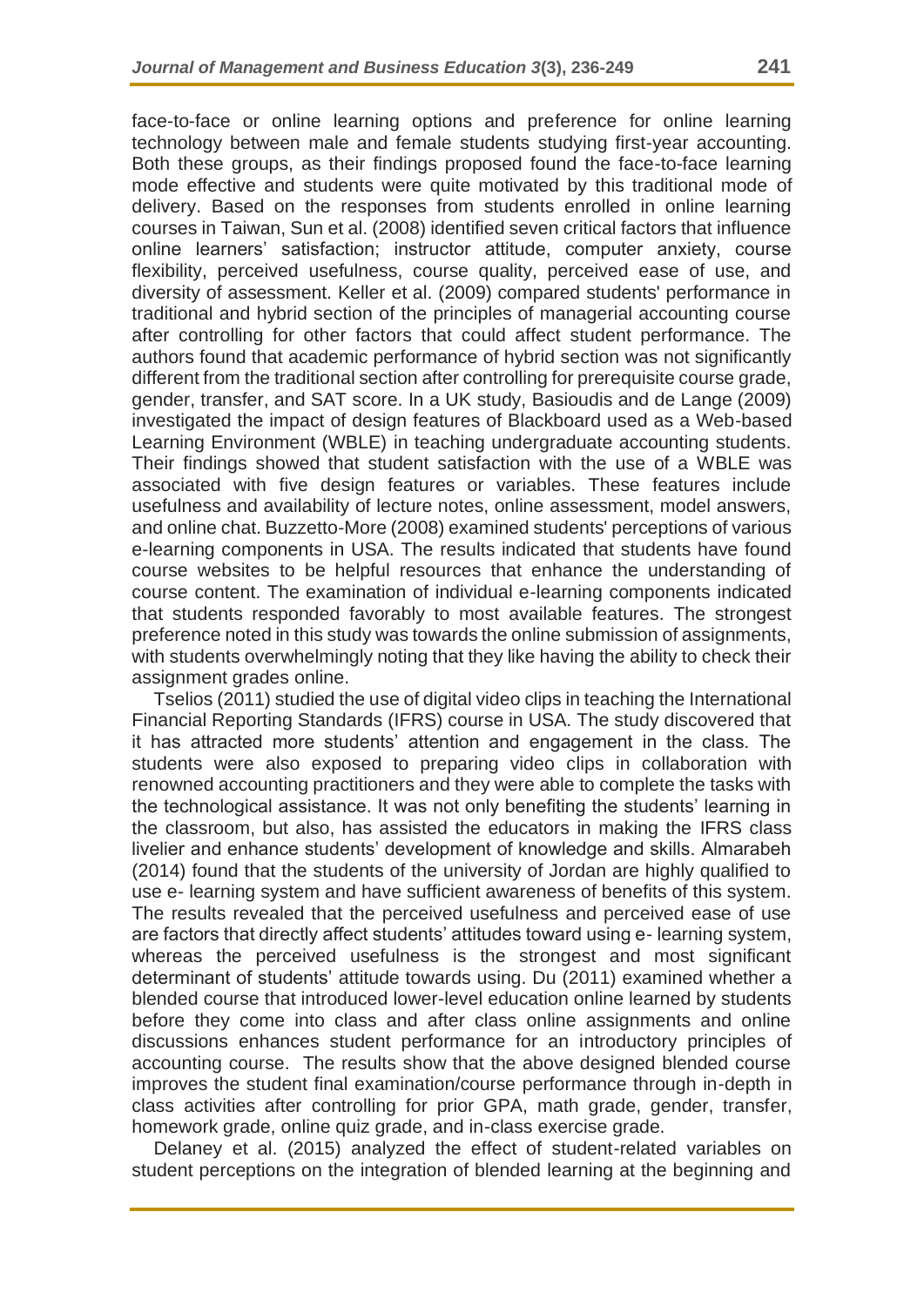face-to-face or online learning options and preference for online learning technology between male and female students studying first-year accounting. Both these groups, as their findings proposed found the face-to-face learning mode effective and students were quite motivated by this traditional mode of delivery. Based on the responses from students enrolled in online learning courses in Taiwan, Sun et al. (2008) identified seven critical factors that influence online learners' satisfaction; instructor attitude, computer anxiety, course flexibility, perceived usefulness, course quality, perceived ease of use, and diversity of assessment. Keller et al. (2009) compared students' performance in traditional and hybrid section of the principles of managerial accounting course after controlling for other factors that could affect student performance. The authors found that academic performance of hybrid section was not significantly different from the traditional section after controlling for prerequisite course grade, gender, transfer, and SAT score. In a UK study, Basioudis and de Lange (2009) investigated the impact of design features of Blackboard used as a Web-based Learning Environment (WBLE) in teaching undergraduate accounting students. Their findings showed that student satisfaction with the use of a WBLE was associated with five design features or variables. These features include usefulness and availability of lecture notes, online assessment, model answers, and online chat. Buzzetto-More (2008) examined students' perceptions of various e-learning components in USA. The results indicated that students have found course websites to be helpful resources that enhance the understanding of course content. The examination of individual e-learning components indicated that students responded favorably to most available features. The strongest preference noted in this study was towards the online submission of assignments, with students overwhelmingly noting that they like having the ability to check their assignment grades online.

Tselios (2011) studied the use of digital video clips in teaching the International Financial Reporting Standards (IFRS) course in USA. The study discovered that it has attracted more students' attention and engagement in the class. The students were also exposed to preparing video clips in collaboration with renowned accounting practitioners and they were able to complete the tasks with the technological assistance. It was not only benefiting the students' learning in the classroom, but also, has assisted the educators in making the IFRS class livelier and enhance students' development of knowledge and skills. Almarabeh (2014) found that the students of the university of Jordan are highly qualified to use e- learning system and have sufficient awareness of benefits of this system. The results revealed that the perceived usefulness and perceived ease of use are factors that directly affect students' attitudes toward using e- learning system, whereas the perceived usefulness is the strongest and most significant determinant of students' attitude towards using. Du (2011) examined whether a blended course that introduced lower-level education online learned by students before they come into class and after class online assignments and online discussions enhances student performance for an introductory principles of accounting course. The results show that the above designed blended course improves the student final examination/course performance through in-depth in class activities after controlling for prior GPA, math grade, gender, transfer, homework grade, online quiz grade, and in-class exercise grade.

Delaney et al. (2015) analyzed the effect of student-related variables on student perceptions on the integration of blended learning at the beginning and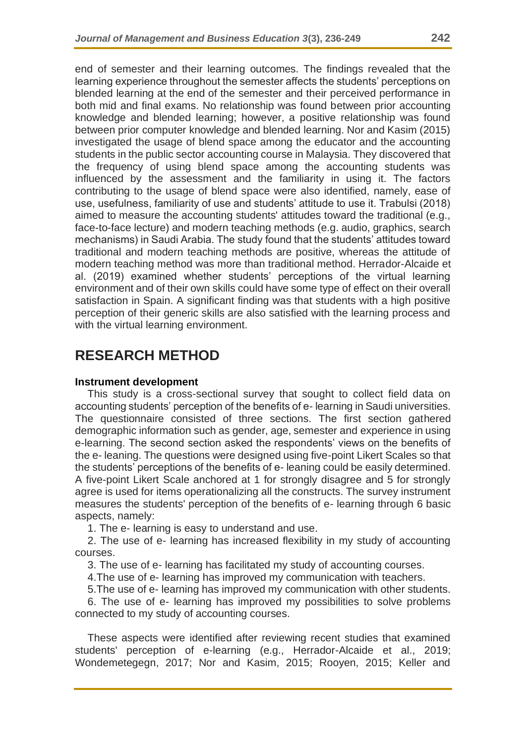end of semester and their learning outcomes. The findings revealed that the learning experience throughout the semester affects the students' perceptions on blended learning at the end of the semester and their perceived performance in both mid and final exams. No relationship was found between prior accounting knowledge and blended learning; however, a positive relationship was found between prior computer knowledge and blended learning. Nor and Kasim (2015) investigated the usage of blend space among the educator and the accounting students in the public sector accounting course in Malaysia. They discovered that the frequency of using blend space among the accounting students was influenced by the assessment and the familiarity in using it. The factors contributing to the usage of blend space were also identified, namely, ease of use, usefulness, familiarity of use and students' attitude to use it. Trabulsi (2018) aimed to measure the accounting students' attitudes toward the traditional (e.g., face-to-face lecture) and modern teaching methods (e.g. audio, graphics, search mechanisms) in Saudi Arabia. The study found that the students' attitudes toward traditional and modern teaching methods are positive, whereas the attitude of modern teaching method was more than traditional method. Herrador-Alcaide et al. (2019) examined whether students' perceptions of the virtual learning environment and of their own skills could have some type of effect on their overall satisfaction in Spain. A significant finding was that students with a high positive perception of their generic skills are also satisfied with the learning process and with the virtual learning environment.

# RESEARCH METHOD

### Instrument development

This study is a cross-sectional survey that sought to collect field data on accounting students' perception of the benefits of e-learning in Saudi universities. The questionnaire consisted of three sections. The first section gathered demographic information such as gender, age, semester and experience in using e-learning. The second section asked the respondents' views on the benefits of the e- leaning. The questions were designed using five-point Likert Scales so that the students' perceptions of the benefits of e- leaning could be easily determined. A five-point Likert Scale anchored at 1 for strongly disagree and 5 for strongly agree is used for items operationalizing all the constructs. The survey instrument measures the students' perception of the benefits of e- learning through 6 basic aspects, namely:

1. The e- learning is easy to understand and use.
2. The use of e- learning has increased flexibility in my study of accounting courses.
3. The use of e- learning has facilitated my study of accounting courses.
4. The use of e- learning has improved my communication with teachers.
5. The use of e- learning has improved my communication with other students.
6. The use of e- learning has improved my possibilities to solve problems connected to my study of accounting courses.

These aspects were identified after reviewing recent studies that examined students' perception of e-learning (e.g., Herrador-Alcaide et al., 2019; Wondemetegegn, 2017; Nor and Kasim, 2015; Rooyen, 2015; Keller and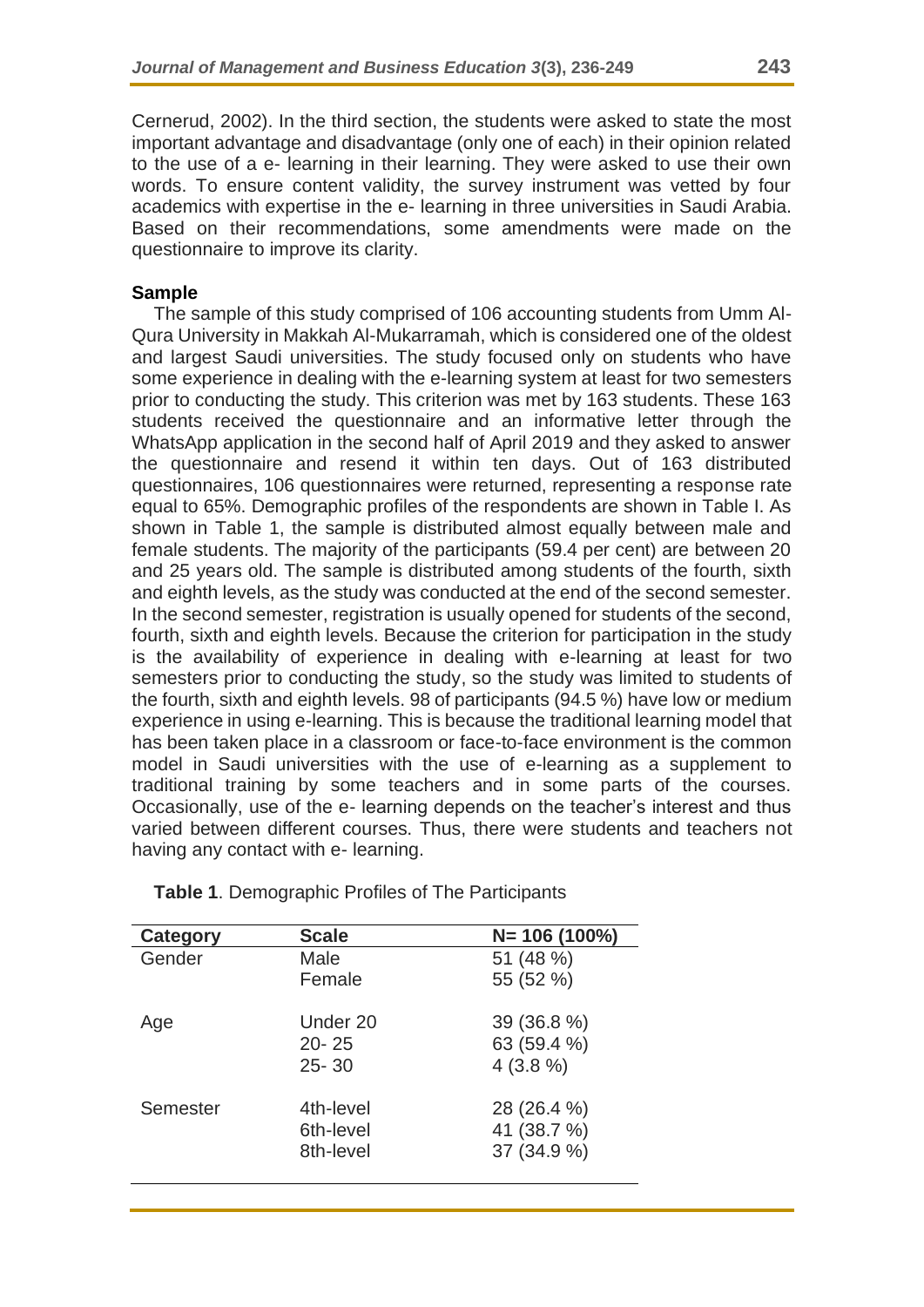Cernerud, 2002). In the third section, the students were asked to state the most important advantage and disadvantage (only one of each) in their opinion related to the use of a e- learning in their learning. They were asked to use their own words. To ensure content validity, the survey instrument was vetted by four academics with expertise in the e- learning in three universities in Saudi Arabia. Based on their recommendations, some amendments were made on the questionnaire to improve its clarity.

**Sample**

The sample of this study comprised of 106 accounting students from Umm Al-Qura University in Makkah Al-Mukarramah, which is considered one of the oldest and largest Saudi universities. The study focused only on students who have some experience in dealing with the e-learning system at least for two semesters prior to conducting the study. This criterion was met by 163 students. These 163 students received the questionnaire and an informative letter through the WhatsApp application in the second half of April 2019 and they asked to answer the questionnaire and resend it within ten days. Out of 163 distributed questionnaires, 106 questionnaires were returned, representing a response rate equal to 65%. Demographic profiles of the respondents are shown in Table I. As shown in Table 1, the sample is distributed almost equally between male and female students. The majority of the participants (59.4 per cent) are between 20 and 25 years old. The sample is distributed among students of the fourth, sixth and eighth levels, as the study was conducted at the end of the second semester. In the second semester, registration is usually opened for students of the second, fourth, sixth and eighth levels. Because the criterion for participation in the study is the availability of experience in dealing with e-learning at least for two semesters prior to conducting the study, so the study was limited to students of the fourth, sixth and eighth levels. 98 of participants (94.5 %) have low or medium experience in using e-learning. This is because the traditional learning model that has been taken place in a classroom or face-to-face environment is the common model in Saudi universities with the use of e-learning as a supplement to traditional training by some teachers and in some parts of the courses. Occasionally, use of the e- learning depends on the teacher's interest and thus varied between different courses. Thus, there were students and teachers not having any contact with e- learning.

**Table 1**. Demographic Profiles of The Participants

| Category | Scale | N= 106 (100%) |
|---|---|---|
| Gender | Male | 51 (48 %) |
| | Female | 55 (52 %) |
| Age | Under 20 | 39 (36.8 %) |
| | 20- 25 | 63 (59.4 %) |
| | 25- 30 | 4 (3.8 %) |
| Semester | 4th-level | 28 (26.4 %) |
| | 6th-level | 41 (38.7 %) |
| | 8th-level | 37 (34.9 %) |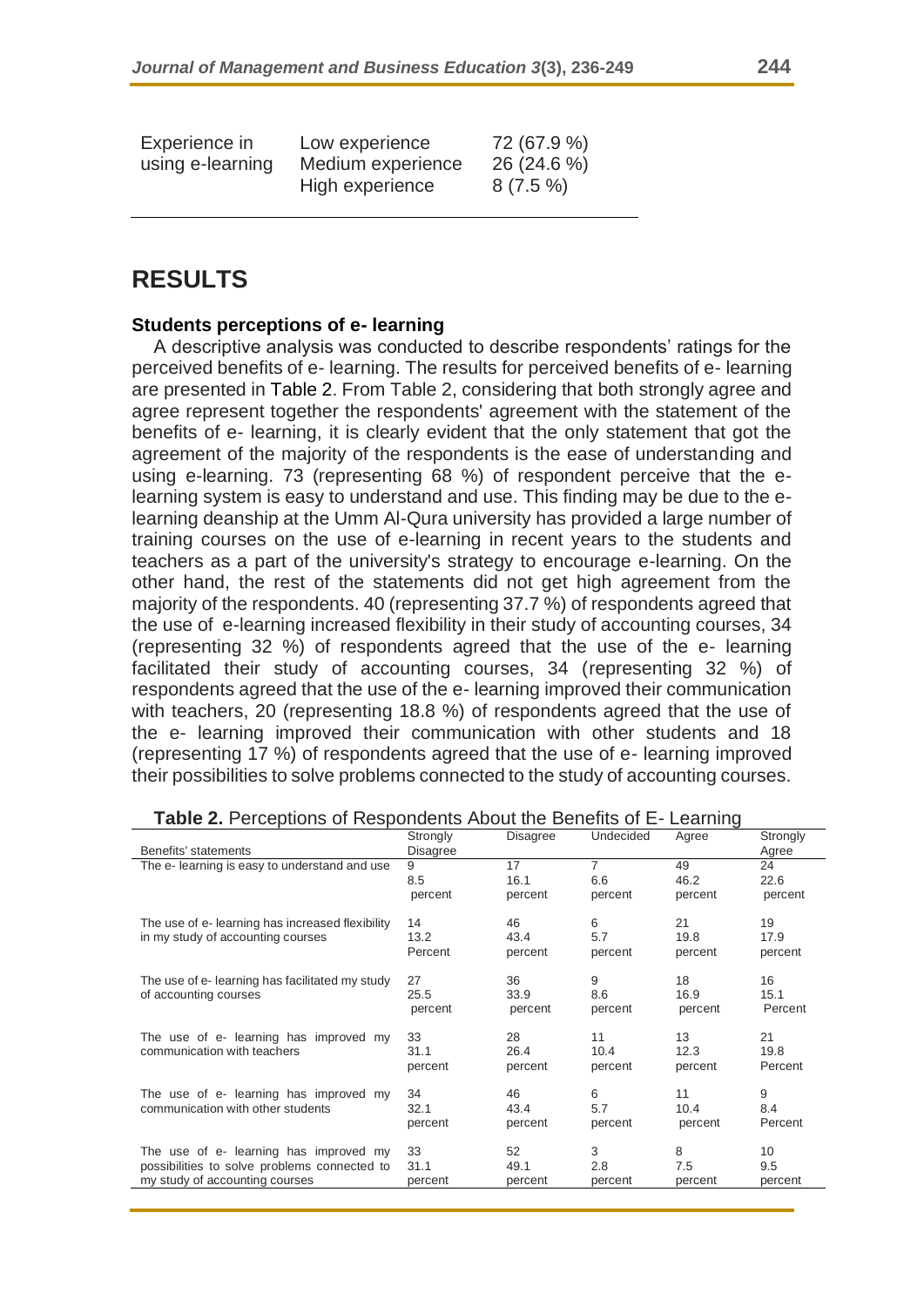| | | |
|---|---|---|
| Experience in using e-learning | Low experience | 72 (67.9 %) |
| | Medium experience | 26 (24.6 %) |
| | High experience | 8 (7.5 %) |

## RESULTS

### Students perceptions of e- learning

A descriptive analysis was conducted to describe respondents' ratings for the perceived benefits of e- learning. The results for perceived benefits of e- learning are presented in Table 2. From Table 2, considering that both strongly agree and agree represent together the respondents' agreement with the statement of the benefits of e- learning, it is clearly evident that the only statement that got the agreement of the majority of the respondents is the ease of understanding and using e-learning. 73 (representing 68 %) of respondent perceive that the e-learning system is easy to understand and use. This finding may be due to the e-learning deanship at the Umm Al-Qura university has provided a large number of training courses on the use of e-learning in recent years to the students and teachers as a part of the university's strategy to encourage e-learning. On the other hand, the rest of the statements did not get high agreement from the majority of the respondents. 40 (representing 37.7 %) of respondents agreed that the use of e-learning increased flexibility in their study of accounting courses, 34 (representing 32 %) of respondents agreed that the use of the e- learning facilitated their study of accounting courses, 34 (representing 32 %) of respondents agreed that the use of the e- learning improved their communication with teachers, 20 (representing 18.8 %) of respondents agreed that the use of the e- learning improved their communication with other students and 18 (representing 17 %) of respondents agreed that the use of e- learning improved their possibilities to solve problems connected to the study of accounting courses.

**Table 2.** Perceptions of Respondents About the Benefits of E- Learning

| Benefits' statements | Strongly Disagree | Disagree | Undecided | Agree | Strongly Agree |
|---|---|---|---|---|---|
| The e- learning is easy to understand and use | 9<br>8.5<br>percent | 17<br>16.1<br>percent | 7<br>6.6<br>percent | 49<br>46.2<br>percent | 24<br>22.6<br>percent |
| The use of e- learning has increased flexibility in my study of accounting courses | 14<br>13.2<br>Percent | 46<br>43.4<br>percent | 6<br>5.7<br>percent | 21<br>19.8<br>percent | 19<br>17.9<br>percent |
| The use of e- learning has facilitated my study of accounting courses | 27<br>25.5<br>percent | 36<br>33.9<br>percent | 9<br>8.6<br>percent | 18<br>16.9<br>percent | 16<br>15.1<br>Percent |
| The use of e- learning has improved my communication with teachers | 33<br>31.1<br>percent | 28<br>26.4<br>percent | 11<br>10.4<br>percent | 13<br>12.3<br>percent | 21<br>19.8<br>Percent |
| The use of e- learning has improved my communication with other students | 34<br>32.1<br>percent | 46<br>43.4<br>percent | 6<br>5.7<br>percent | 11<br>10.4<br>percent | 9<br>8.4<br>Percent |
| The use of e- learning has improved my possibilities to solve problems connected to my study of accounting courses | 33<br>31.1<br>percent | 52<br>49.1<br>percent | 3<br>2.8<br>percent | 8<br>7.5<br>percent | 10<br>9.5<br>percent |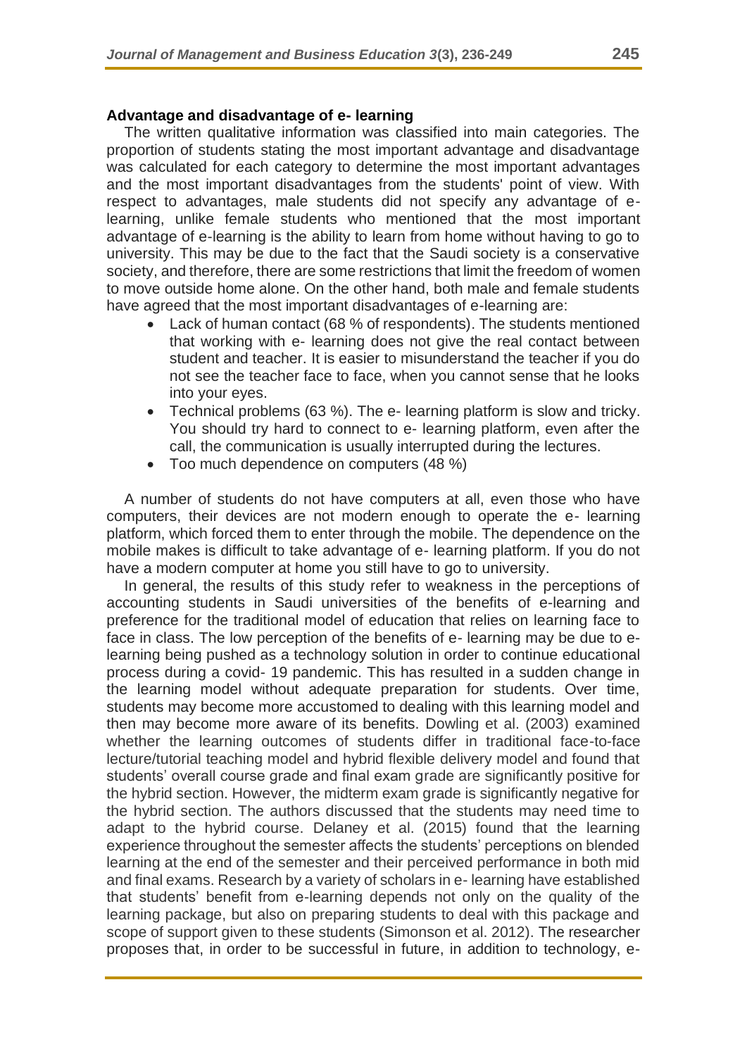### Advantage and disadvantage of e- learning

The written qualitative information was classified into main categories. The proportion of students stating the most important advantage and disadvantage was calculated for each category to determine the most important advantages and the most important disadvantages from the students' point of view. With respect to advantages, male students did not specify any advantage of e-learning, unlike female students who mentioned that the most important advantage of e-learning is the ability to learn from home without having to go to university. This may be due to the fact that the Saudi society is a conservative society, and therefore, there are some restrictions that limit the freedom of women to move outside home alone. On the other hand, both male and female students have agreed that the most important disadvantages of e-learning are:

- Lack of human contact (68 % of respondents). The students mentioned that working with e- learning does not give the real contact between student and teacher. It is easier to misunderstand the teacher if you do not see the teacher face to face, when you cannot sense that he looks into your eyes.
- Technical problems (63 %). The e- learning platform is slow and tricky. You should try hard to connect to e- learning platform, even after the call, the communication is usually interrupted during the lectures.
- Too much dependence on computers (48 %)

A number of students do not have computers at all, even those who have computers, their devices are not modern enough to operate the e- learning platform, which forced them to enter through the mobile. The dependence on the mobile makes is difficult to take advantage of e- learning platform. If you do not have a modern computer at home you still have to go to university.

In general, the results of this study refer to weakness in the perceptions of accounting students in Saudi universities of the benefits of e-learning and preference for the traditional model of education that relies on learning face to face in class. The low perception of the benefits of e- learning may be due to e-learning being pushed as a technology solution in order to continue educational process during a covid- 19 pandemic. This has resulted in a sudden change in the learning model without adequate preparation for students. Over time, students may become more accustomed to dealing with this learning model and then may become more aware of its benefits. Dowling et al. (2003) examined whether the learning outcomes of students differ in traditional face-to-face lecture/tutorial teaching model and hybrid flexible delivery model and found that students' overall course grade and final exam grade are significantly positive for the hybrid section. However, the midterm exam grade is significantly negative for the hybrid section. The authors discussed that the students may need time to adapt to the hybrid course. Delaney et al. (2015) found that the learning experience throughout the semester affects the students' perceptions on blended learning at the end of the semester and their perceived performance in both mid and final exams. Research by a variety of scholars in e- learning have established that students' benefit from e-learning depends not only on the quality of the learning package, but also on preparing students to deal with this package and scope of support given to these students (Simonson et al. 2012). The researcher proposes that, in order to be successful in future, in addition to technology, e-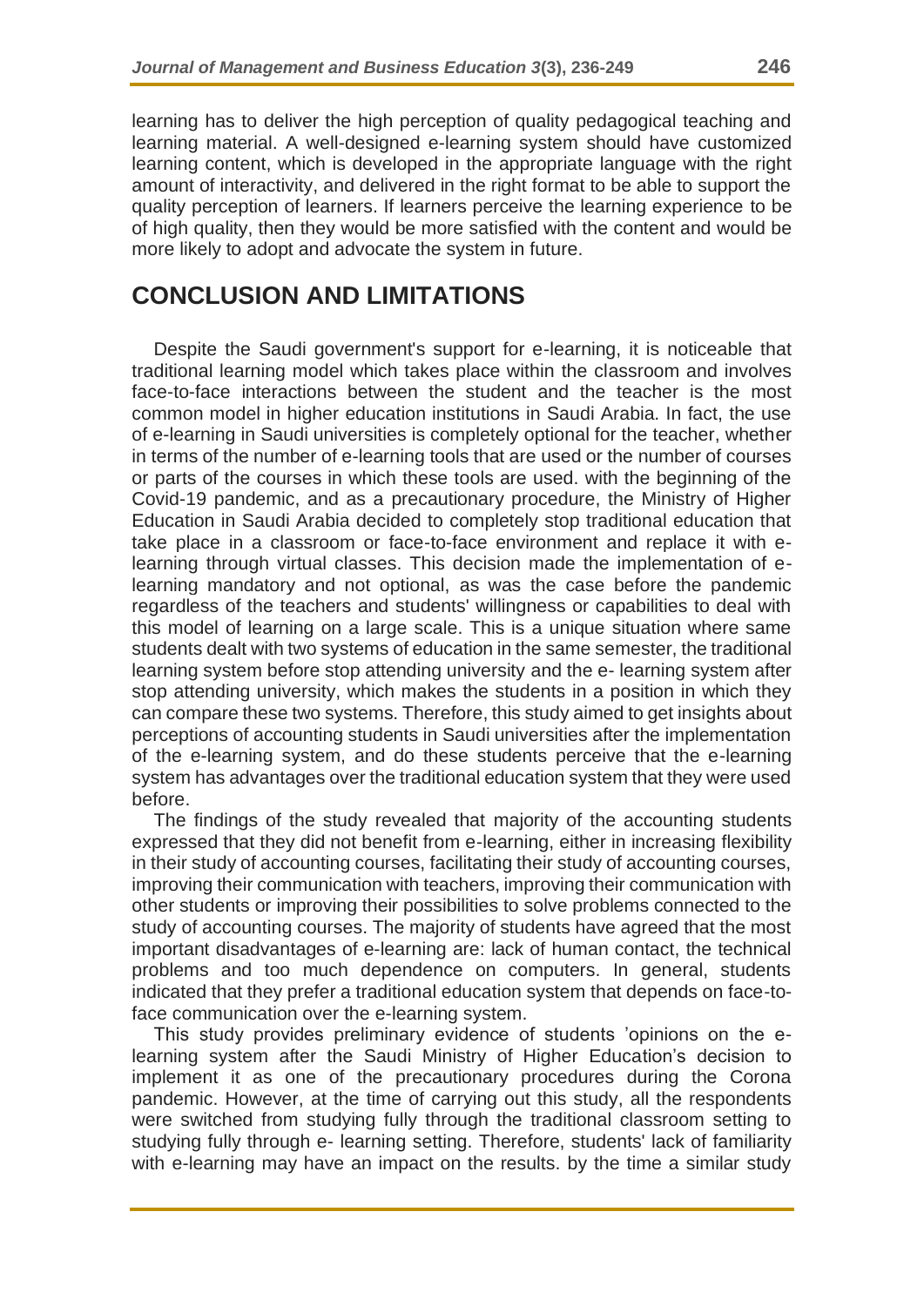learning has to deliver the high perception of quality pedagogical teaching and learning material. A well-designed e-learning system should have customized learning content, which is developed in the appropriate language with the right amount of interactivity, and delivered in the right format to be able to support the quality perception of learners. If learners perceive the learning experience to be of high quality, then they would be more satisfied with the content and would be more likely to adopt and advocate the system in future.

# CONCLUSION AND LIMITATIONS

Despite the Saudi government's support for e-learning, it is noticeable that traditional learning model which takes place within the classroom and involves face-to-face interactions between the student and the teacher is the most common model in higher education institutions in Saudi Arabia. In fact, the use of e-learning in Saudi universities is completely optional for the teacher, whether in terms of the number of e-learning tools that are used or the number of courses or parts of the courses in which these tools are used. with the beginning of the Covid-19 pandemic, and as a precautionary procedure, the Ministry of Higher Education in Saudi Arabia decided to completely stop traditional education that take place in a classroom or face-to-face environment and replace it with e-learning through virtual classes. This decision made the implementation of e-learning mandatory and not optional, as was the case before the pandemic regardless of the teachers and students' willingness or capabilities to deal with this model of learning on a large scale. This is a unique situation where same students dealt with two systems of education in the same semester, the traditional learning system before stop attending university and the e- learning system after stop attending university, which makes the students in a position in which they can compare these two systems. Therefore, this study aimed to get insights about perceptions of accounting students in Saudi universities after the implementation of the e-learning system, and do these students perceive that the e-learning system has advantages over the traditional education system that they were used before.

The findings of the study revealed that majority of the accounting students expressed that they did not benefit from e-learning, either in increasing flexibility in their study of accounting courses, facilitating their study of accounting courses, improving their communication with teachers, improving their communication with other students or improving their possibilities to solve problems connected to the study of accounting courses. The majority of students have agreed that the most important disadvantages of e-learning are: lack of human contact, the technical problems and too much dependence on computers. In general, students indicated that they prefer a traditional education system that depends on face-to-face communication over the e-learning system.

This study provides preliminary evidence of students 'opinions on the e-learning system after the Saudi Ministry of Higher Education's decision to implement it as one of the precautionary procedures during the Corona pandemic. However, at the time of carrying out this study, all the respondents were switched from studying fully through the traditional classroom setting to studying fully through e- learning setting. Therefore, students' lack of familiarity with e-learning may have an impact on the results. by the time a similar study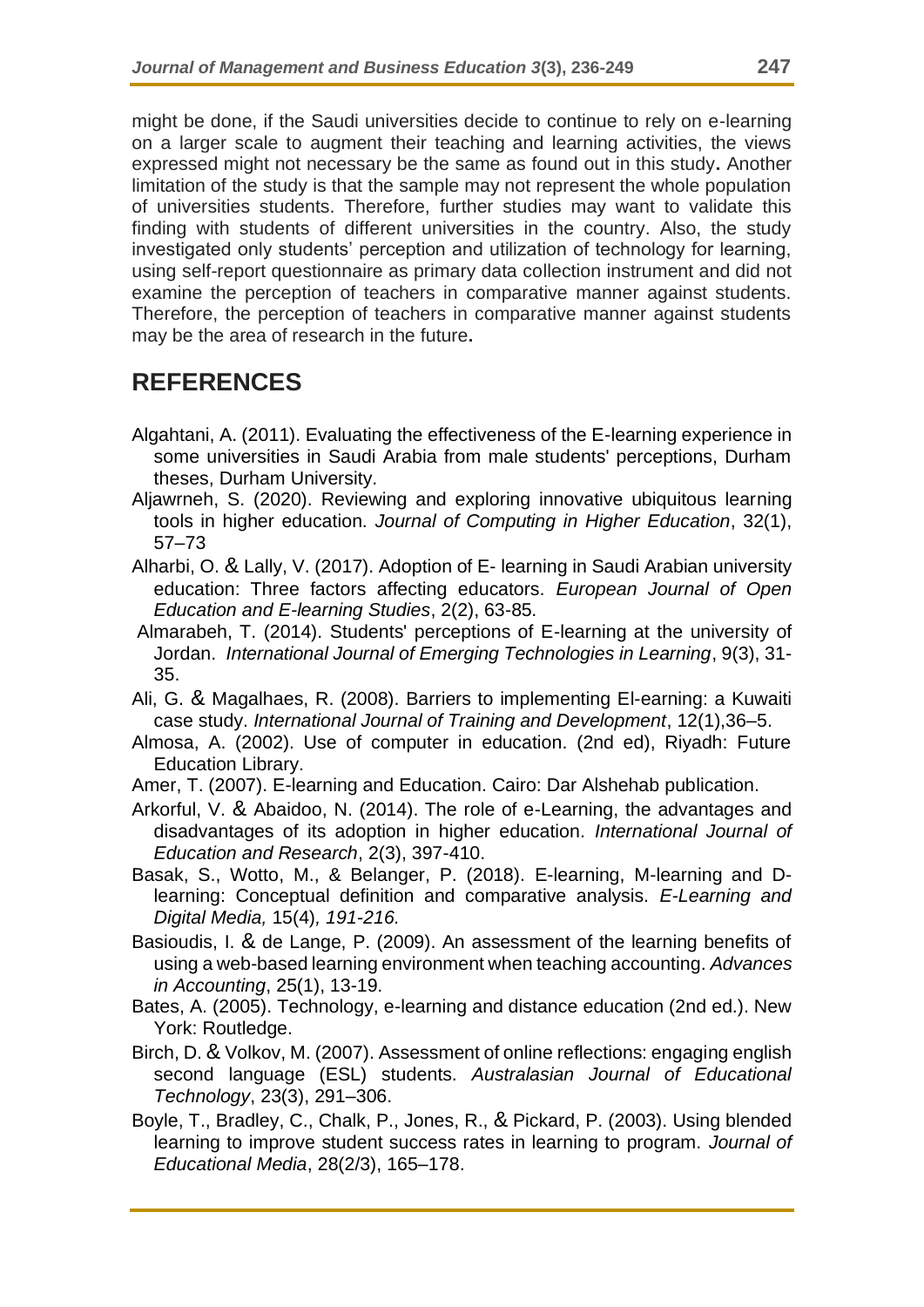might be done, if the Saudi universities decide to continue to rely on e-learning on a larger scale to augment their teaching and learning activities, the views expressed might not necessary be the same as found out in this study**.** Another limitation of the study is that the sample may not represent the whole population of universities students. Therefore, further studies may want to validate this finding with students of different universities in the country. Also, the study investigated only students' perception and utilization of technology for learning, using self-report questionnaire as primary data collection instrument and did not examine the perception of teachers in comparative manner against students. Therefore, the perception of teachers in comparative manner against students may be the area of research in the future**.**

## REFERENCES

Algahtani, A. (2011). Evaluating the effectiveness of the E-learning experience in some universities in Saudi Arabia from male students' perceptions, Durham theses, Durham University.

Aljawrneh, S. (2020). Reviewing and exploring innovative ubiquitous learning tools in higher education. *Journal of Computing in Higher Education*, 32(1), 57–73

Alharbi, O. & Lally, V. (2017). Adoption of E- learning in Saudi Arabian university education: Three factors affecting educators. *European Journal of Open Education and E-learning Studies*, 2(2), 63-85.

Almarabeh, T. (2014). Students' perceptions of E-learning at the university of Jordan. *International Journal of Emerging Technologies in Learning*, 9(3), 31-35.

Ali, G. & Magalhaes, R. (2008). Barriers to implementing El-earning: a Kuwaiti case study. *International Journal of Training and Development*, 12(1),36–5.

Almosa, A. (2002). Use of computer in education. (2nd ed), Riyadh: Future Education Library.

Amer, T. (2007). E-learning and Education. Cairo: Dar Alshehab publication.

Arkorful, V. & Abaidoo, N. (2014). The role of e-Learning, the advantages and disadvantages of its adoption in higher education. *International Journal of Education and Research*, 2(3), 397-410.

Basak, S., Wotto, M., & Belanger, P. (2018). E-learning, M-learning and D-learning: Conceptual definition and comparative analysis. *E-Learning and Digital Media,* 15(4)*, 191-216.*

Basioudis, I. & de Lange, P. (2009). An assessment of the learning benefits of using a web-based learning environment when teaching accounting. *Advances in Accounting*, 25(1), 13-19.

Bates, A. (2005). Technology, e-learning and distance education (2nd ed.). New York: Routledge.

Birch, D. & Volkov, M. (2007). Assessment of online reflections: engaging english second language (ESL) students. *Australasian Journal of Educational Technology*, 23(3), 291–306.

Boyle, T., Bradley, C., Chalk, P., Jones, R., & Pickard, P. (2003). Using blended learning to improve student success rates in learning to program. *Journal of Educational Media*, 28(2/3), 165–178.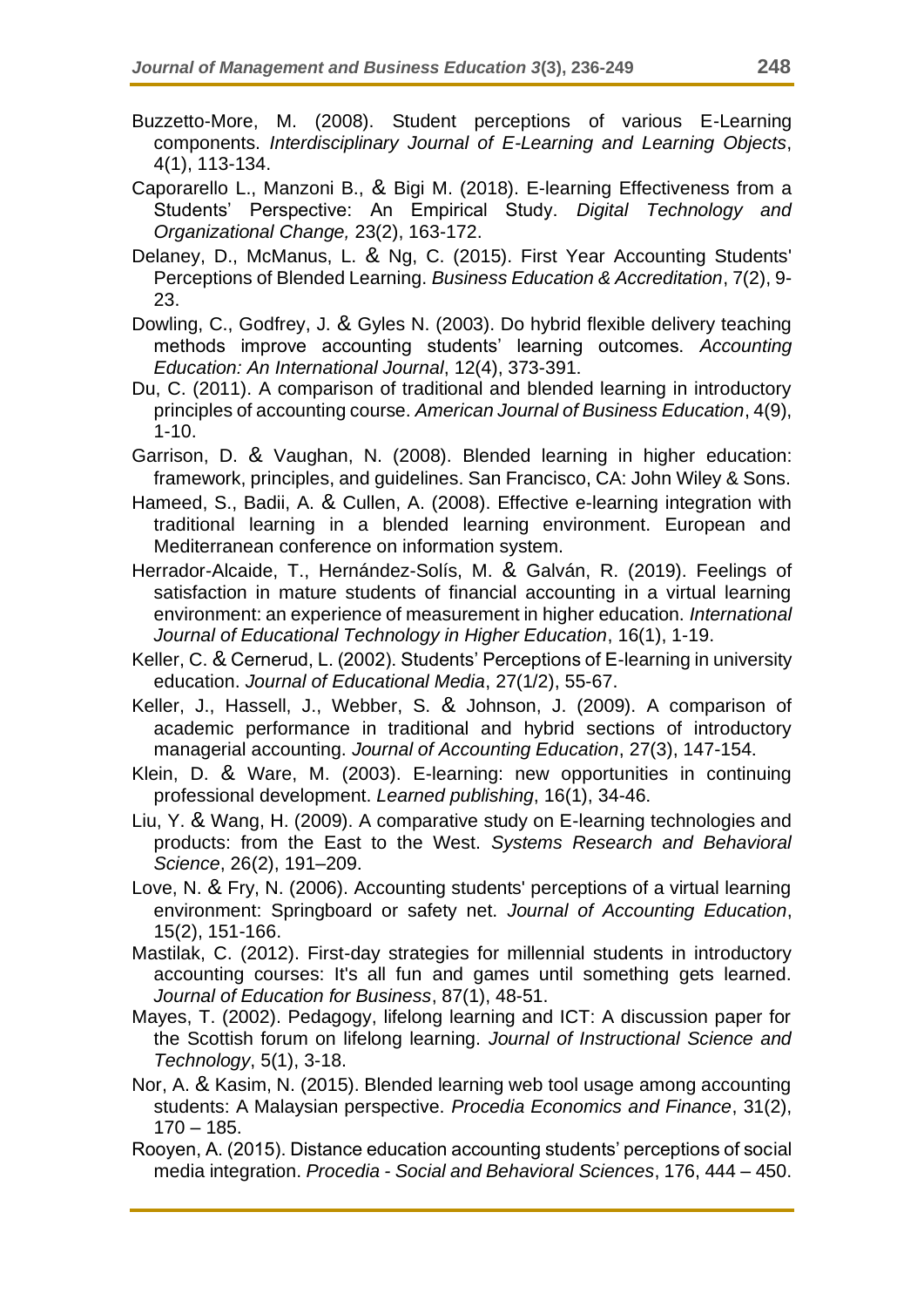Buzzetto-More, M. (2008). Student perceptions of various E-Learning components. *Interdisciplinary Journal of E-Learning and Learning Objects*, 4(1), 113-134.

Caporarello L., Manzoni B., & Bigi M. (2018). E-learning Effectiveness from a Students' Perspective: An Empirical Study. *Digital Technology and Organizational Change,* 23(2), 163-172.

Delaney, D., McManus, L. & Ng, C. (2015). First Year Accounting Students' Perceptions of Blended Learning. *Business Education & Accreditation*, 7(2), 9-23.

Dowling, C., Godfrey, J. & Gyles N. (2003). Do hybrid flexible delivery teaching methods improve accounting students' learning outcomes. *Accounting Education: An International Journal*, 12(4), 373-391.

Du, C. (2011). A comparison of traditional and blended learning in introductory principles of accounting course. *American Journal of Business Education*, 4(9), 1-10.

Garrison, D. & Vaughan, N. (2008). Blended learning in higher education: framework, principles, and guidelines. San Francisco, CA: John Wiley & Sons.

Hameed, S., Badii, A. & Cullen, A. (2008). Effective e-learning integration with traditional learning in a blended learning environment. European and Mediterranean conference on information system.

Herrador-Alcaide, T., Hernández-Solís, M. & Galván, R. (2019). Feelings of satisfaction in mature students of financial accounting in a virtual learning environment: an experience of measurement in higher education. *International Journal of Educational Technology in Higher Education*, 16(1), 1-19.

Keller, C. & Cernerud, L. (2002). Students' Perceptions of E-learning in university education. *Journal of Educational Media*, 27(1/2), 55-67.

Keller, J., Hassell, J., Webber, S. & Johnson, J. (2009). A comparison of academic performance in traditional and hybrid sections of introductory managerial accounting. *Journal of Accounting Education*, 27(3), 147-154.

Klein, D. & Ware, M. (2003). E-learning: new opportunities in continuing professional development. *Learned publishing*, 16(1), 34-46.

Liu, Y. & Wang, H. (2009). A comparative study on E-learning technologies and products: from the East to the West. *Systems Research and Behavioral Science*, 26(2), 191–209.

Love, N. & Fry, N. (2006). Accounting students' perceptions of a virtual learning environment: Springboard or safety net. *Journal of Accounting Education*, 15(2), 151-166.

Mastilak, C. (2012). First-day strategies for millennial students in introductory accounting courses: It's all fun and games until something gets learned. *Journal of Education for Business*, 87(1), 48-51.

Mayes, T. (2002). Pedagogy, lifelong learning and ICT: A discussion paper for the Scottish forum on lifelong learning. *Journal of Instructional Science and Technology*, 5(1), 3-18.

Nor, A. & Kasim, N. (2015). Blended learning web tool usage among accounting students: A Malaysian perspective. *Procedia Economics and Finance*, 31(2), 170 – 185.

Rooyen, A. (2015). Distance education accounting students' perceptions of social media integration. *Procedia - Social and Behavioral Sciences*, 176, 444 – 450.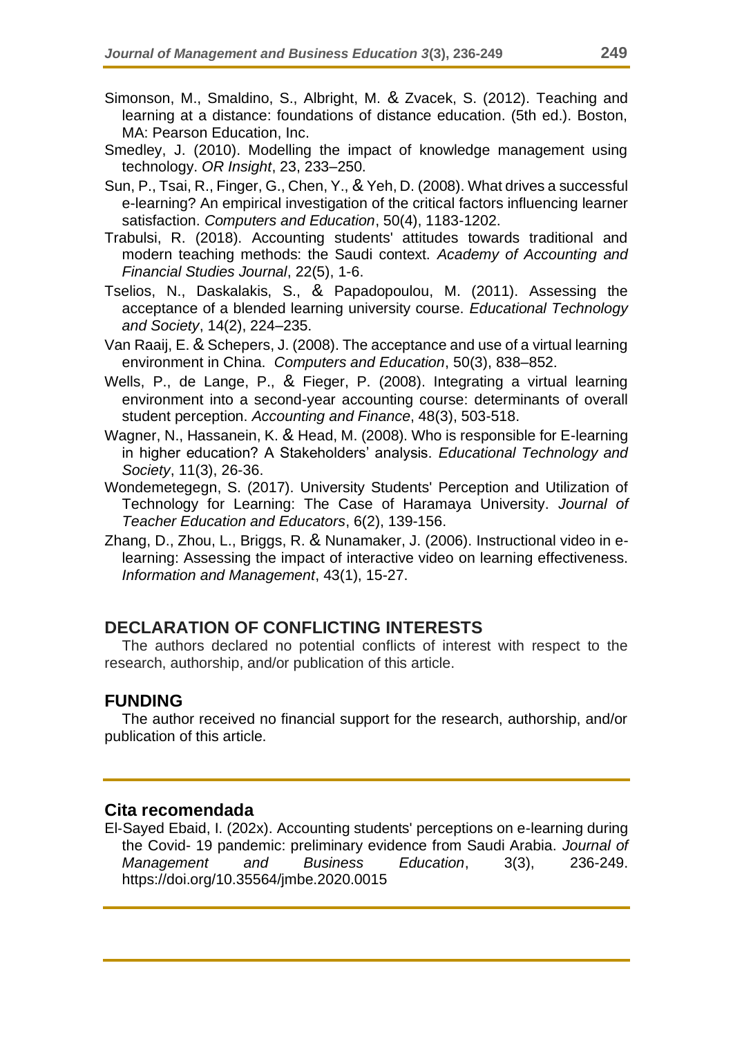Simonson, M., Smaldino, S., Albright, M. & Zvacek, S. (2012). Teaching and learning at a distance: foundations of distance education. (5th ed.). Boston, MA: Pearson Education, Inc.

Smedley, J. (2010). Modelling the impact of knowledge management using technology. *OR Insight*, 23, 233–250.

Sun, P., Tsai, R., Finger, G., Chen, Y., & Yeh, D. (2008). What drives a successful e-learning? An empirical investigation of the critical factors influencing learner satisfaction. *Computers and Education*, 50(4), 1183-1202.

Trabulsi, R. (2018). Accounting students' attitudes towards traditional and modern teaching methods: the Saudi context. *Academy of Accounting and Financial Studies Journal*, 22(5), 1-6.

Tselios, N., Daskalakis, S., & Papadopoulou, M. (2011). Assessing the acceptance of a blended learning university course. *Educational Technology and Society*, 14(2), 224–235.

Van Raaij, E. & Schepers, J. (2008). The acceptance and use of a virtual learning environment in China. *Computers and Education*, 50(3), 838–852.

Wells, P., de Lange, P., & Fieger, P. (2008). Integrating a virtual learning environment into a second-year accounting course: determinants of overall student perception. *Accounting and Finance*, 48(3), 503-518.

Wagner, N., Hassanein, K. & Head, M. (2008). Who is responsible for E-learning in higher education? A Stakeholders' analysis. *Educational Technology and Society*, 11(3), 26-36.

Wondemetegegn, S. (2017). University Students' Perception and Utilization of Technology for Learning: The Case of Haramaya University. *Journal of Teacher Education and Educators*, 6(2), 139-156.

Zhang, D., Zhou, L., Briggs, R. & Nunamaker, J. (2006). Instructional video in e-learning: Assessing the impact of interactive video on learning effectiveness. *Information and Management*, 43(1), 15-27.

## DECLARATION OF CONFLICTING INTERESTS

The authors declared no potential conflicts of interest with respect to the research, authorship, and/or publication of this article.

## FUNDING

The author received no financial support for the research, authorship, and/or publication of this article.

### Cita recomendada

El-Sayed Ebaid, I. (202x). Accounting students' perceptions on e-learning during the Covid- 19 pandemic: preliminary evidence from Saudi Arabia. *Journal of Management and Business Education*, 3(3), 236-249. https://doi.org/10.35564/jmbe.2020.0015